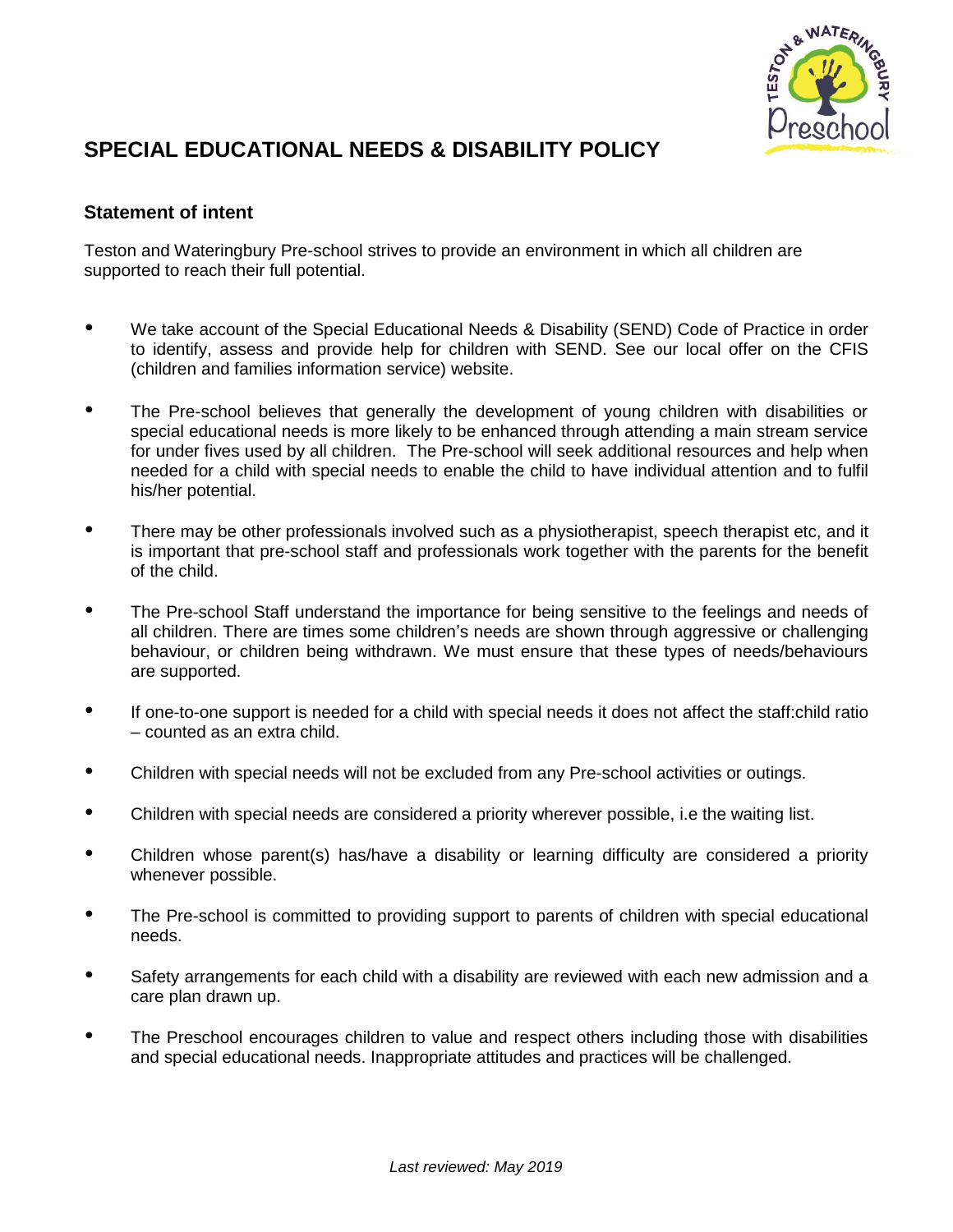# SPECIAL EDUCATIONAL NEEDS & DISABILITY POLICY

## Statement of intent

Teston and Wateringbury Pre-school strives to provide an environment in which all children are supported to reach their full potential.

- We take account of the Special Educational Needs & Disability (SEND) Code of Practice in order to identify, assess and provide help for children with SEND. See our local offer on the CFIS (children and families information service) website.
- The Pre-school believes that generally the development of young children with disabilities or special educational needs is more likely to be enhanced through attending a main stream service for under fives used by all children. The Pre-school will seek additional resources and help when needed for a child with special needs to enable the child to have individual attention and to fulfil his/her potential.
- There may be other professionals involved such as a physiotherapist, speech therapist etc, and it is important that pre-school staff and professionals work together with the parents for the benefit of the child.
- The Pre-school Staff understand the importance for being sensitive to the feelings and needs of all children. There are times some children's needs are shown through aggressive or challenging behaviour, or children being withdrawn. We must ensure that these types of needs/behaviours are supported.
- If one-to-one support is needed for a child with special needs it does not affect the staff:child ratio – counted as an extra child.
- Children with special needs will not be excluded from any Pre-school activities or outings.
- Children with special needs are considered a priority wherever possible, i.e the waiting list.
- Children whose parent(s) has/have a disability or learning difficulty are considered a priority whenever possible.
- The Pre-school is committed to providing support to parents of children with special educational needs.
- Safety arrangements for each child with a disability are reviewed with each new admission and a care plan drawn up.
- The Preschool encourages children to value and respect others including those with disabilities and special educational needs. Inappropriate attitudes and practices will be challenged.

*Last reviewed: May 2019*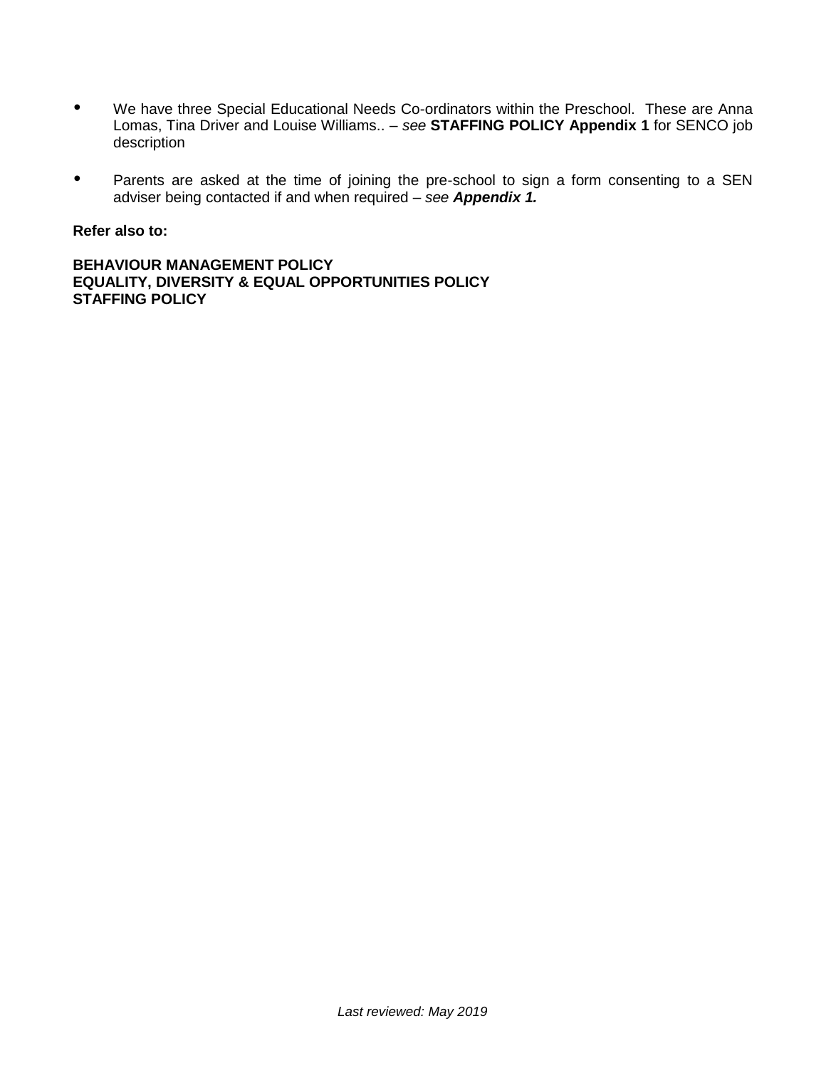- We have three Special Educational Needs Co-ordinators within the Preschool. These are Anna Lomas, Tina Driver and Louise Williams.. – *see* **STAFFING POLICY Appendix 1** for SENCO job description

- Parents are asked at the time of joining the pre-school to sign a form consenting to a SEN adviser being contacted if and when required – *see* ***Appendix 1.***

**Refer also to:**

**BEHAVIOUR MANAGEMENT POLICY**
**EQUALITY, DIVERSITY & EQUAL OPPORTUNITIES POLICY**
**STAFFING POLICY**

*Last reviewed: May 2019*